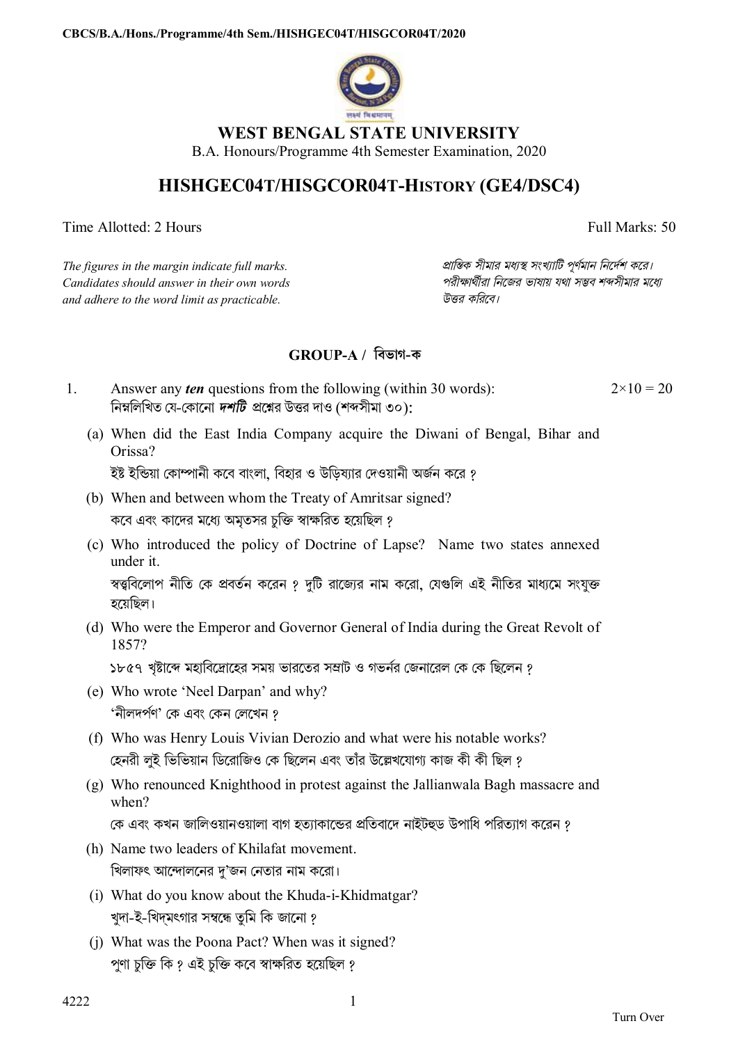# WEST BENGAL STATE UNIVERSITY

B.A. Honours/Programme 4th Semester Examination, 2020

## HISHGEC04T/HISGCOR04T-HISTORY (GE4/DSC4)

Time Allotted: 2 Hours | Full Marks: 50

*The figures in the margin indicate full marks. Candidates should answer in their own words and adhere to the word limit as practicable.*

*প্রান্তিক সীমার মধ্যস্থ সংখ্যাটি পূর্ণমান নির্দেশ করে। পরীক্ষার্থীরা নিজের ভাষায় যথা সম্ভব শব্দসীমার মধ্যে উত্তর করিবে।*

### GROUP-A / বিভাগ-ক

1. Answer any ***ten*** questions from the following (within 30 words): $2\times10 = 20$
   নিম্নলিখিত যে-কোনো ***দশটি*** প্রশ্নের উত্তর দাও (শব্দসীমা ৩০):

   (a) When did the East India Company acquire the Diwani of Bengal, Bihar and Orissa?
   ইষ্ট ইন্ডিয়া কোম্পানী কবে বাংলা, বিহার ও উড়িষ্যার দেওয়ানী অর্জন করে ?

   (b) When and between whom the Treaty of Amritsar signed?
   কবে এবং কাদের মধ্যে অমৃতসর চুক্তি স্বাক্ষরিত হয়েছিল ?

   (c) Who introduced the policy of Doctrine of Lapse? Name two states annexed under it.
   স্বত্ববিলোপ নীতি কে প্রবর্তন করেন ? দুটি রাজ্যের নাম করো, যেগুলি এই নীতির মাধ্যমে সংযুক্ত হয়েছিল।

   (d) Who were the Emperor and Governor General of India during the Great Revolt of 1857?
   ১৮৫৭ খৃষ্টাব্দে মহাবিদ্রোহের সময় ভারতের সম্রাট ও গভর্নর জেনারেল কে কে ছিলেন ?

   (e) Who wrote 'Neel Darpan' and why?
   'নীলদর্পণ' কে এবং কেন লেখেন ?

   (f) Who was Henry Louis Vivian Derozio and what were his notable works?
   হেনরী লুই ভিভিয়ান ডিরোজিও কে ছিলেন এবং তাঁর উল্লেখযোগ্য কাজ কী কী ছিল ?

   (g) Who renounced Knighthood in protest against the Jallianwala Bagh massacre and when?
   কে এবং কখন জালিওয়ানওয়ালা বাগ হত্যাকান্ডের প্রতিবাদে নাইটহুড উপাধি পরিত্যাগ করেন ?

   (h) Name two leaders of Khilafat movement.
   খিলাফৎ আন্দোলনের দু'জন নেতার নাম করো।

   (i) What do you know about the Khuda-i-Khidmatgar?
   খুদা-ই-খিদ্‌মৎগার সম্বন্ধে তুমি কি জানো ?

   (j) What was the Poona Pact? When was it signed?
   পুণা চুক্তি কি ? এই চুক্তি কবে স্বাক্ষরিত হয়েছিল ?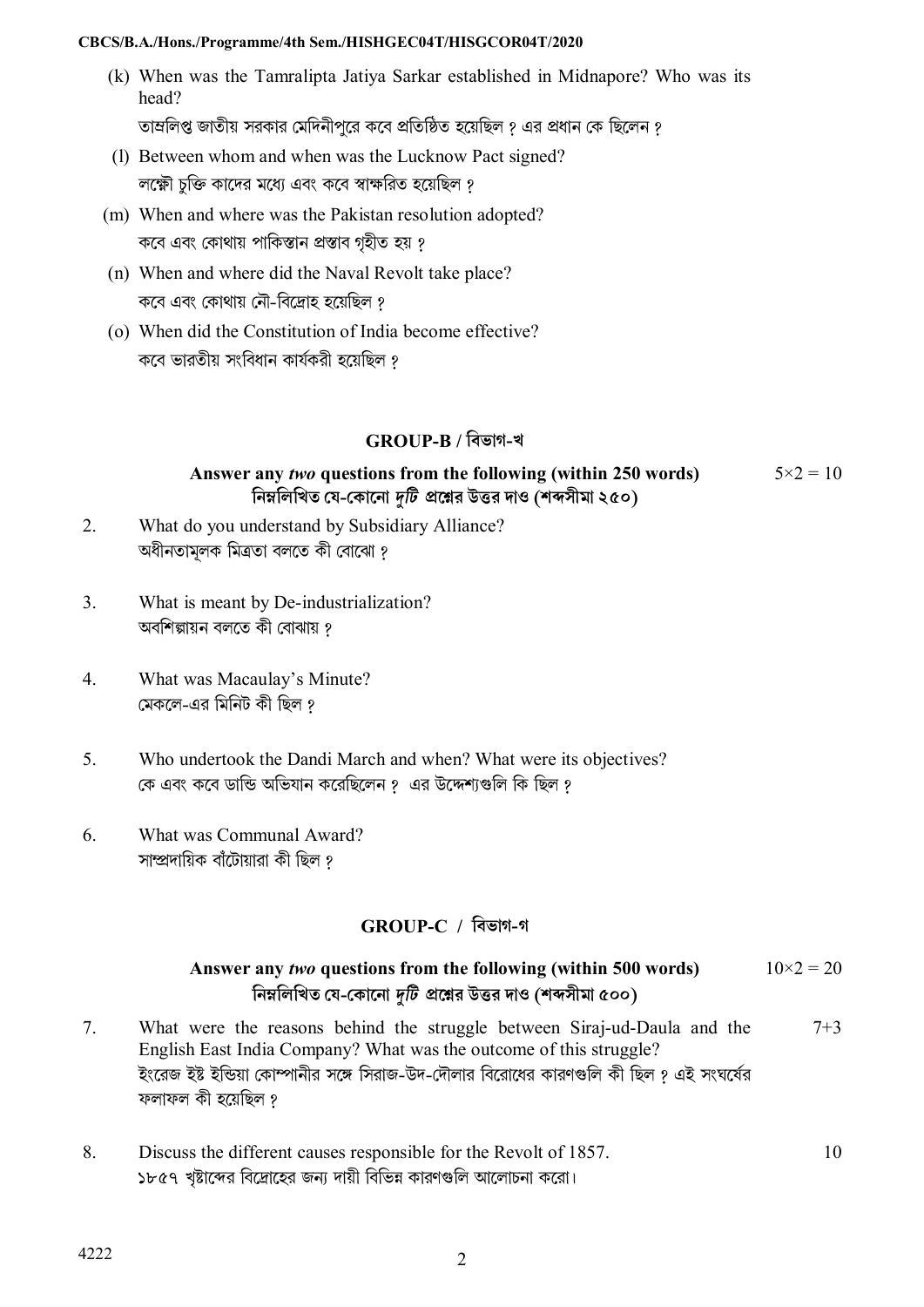(k) When was the Tamralipta Jatiya Sarkar established in Midnapore? Who was its head?
তাম্রলিপ্ত জাতীয় সরকার মেদিনীপুরে কবে প্রতিষ্ঠিত হয়েছিল ? এর প্রধান কে ছিলেন ?

(l) Between whom and when was the Lucknow Pact signed?
লক্ষ্ণৌ চুক্তি কাদের মধ্যে এবং কবে স্বাক্ষরিত হয়েছিল ?

(m) When and where was the Pakistan resolution adopted?
কবে এবং কোথায় পাকিস্তান প্রস্তাব গৃহীত হয় ?

(n) When and where did the Naval Revolt take place?
কবে এবং কোথায় নৌ-বিদ্রোহ হয়েছিল ?

(o) When did the Constitution of India become effective?
কবে ভারতীয় সংবিধান কার্যকরী হয়েছিল ?

## GROUP-B / বিভাগ-খ

**Answer any *two* questions from the following (within 250 words)** $5\times2 = 10$
**নিম্নলিখিত যে-কোনো *দুটি* প্রশ্নের উত্তর দাও (শব্দসীমা ২৫০)**

2. What do you understand by Subsidiary Alliance?
অধীনতামূলক মিত্রতা বলতে কী বোঝো ?

3. What is meant by De-industrialization?
অবশিল্পায়ন বলতে কী বোঝায় ?

4. What was Macaulay's Minute?
মেকলে-এর মিনিট কী ছিল ?

5. Who undertook the Dandi March and when? What were its objectives?
কে এবং কবে ডান্ডি অভিযান করেছিলেন ? এর উদ্দেশ্যগুলি কি ছিল ?

6. What was Communal Award?
সাম্প্রদায়িক বাঁটোয়ারা কী ছিল ?

## GROUP-C / বিভাগ-গ

**Answer any *two* questions from the following (within 500 words)** $10\times2 = 20$
**নিম্নলিখিত যে-কোনো *দুটি* প্রশ্নের উত্তর দাও (শব্দসীমা ৫০০)**

7. What were the reasons behind the struggle between Siraj-ud-Daula and the English East India Company? What was the outcome of this struggle? 7+3
ইংরেজ ইষ্ট ইন্ডিয়া কোম্পানীর সঙ্গে সিরাজ-উদ-দৌলার বিরোধের কারণগুলি কী ছিল ? এই সংঘর্ষের ফলাফল কী হয়েছিল ?

8. Discuss the different causes responsible for the Revolt of 1857. 10
১৮৫৭ খৃষ্টাব্দের বিদ্রোহের জন্য দায়ী বিভিন্ন কারণগুলি আলোচনা করো।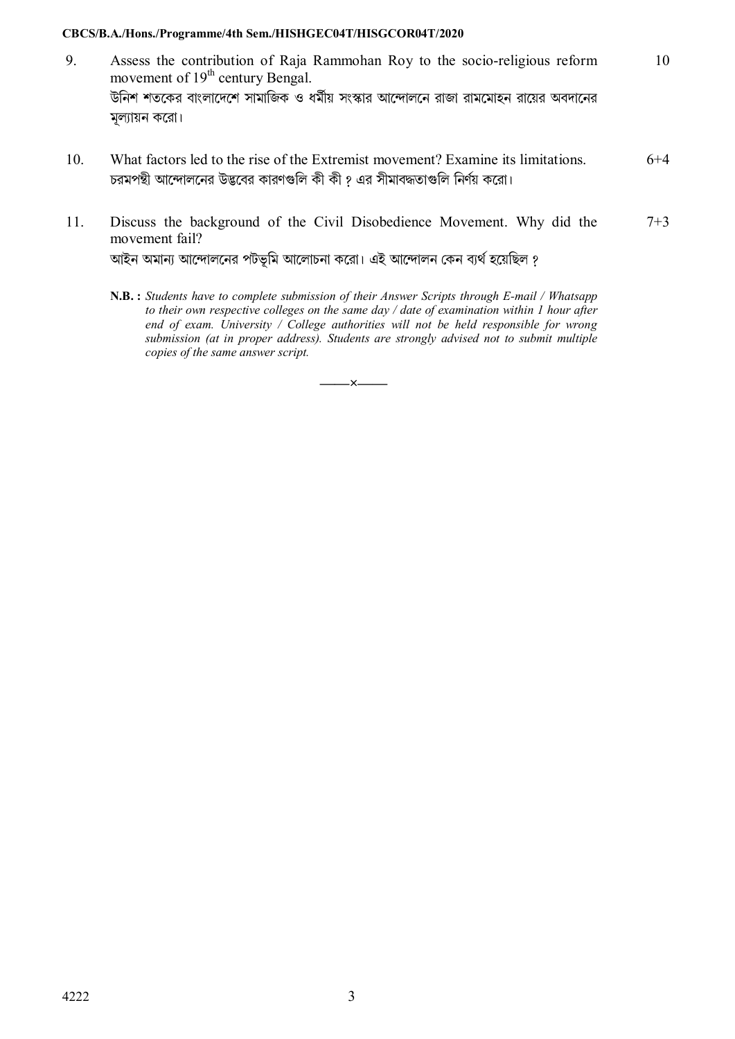9. Assess the contribution of Raja Rammohan Roy to the socio-religious reform movement of 19th century Bengal. 10

   উনিশ শতকের বাংলাদেশে সামাজিক ও ধর্মীয় সংস্কার আন্দোলনে রাজা রামমোহন রায়ের অবদানের মূল্যায়ন করো।

10. What factors led to the rise of the Extremist movement? Examine its limitations. 6+4

    চরমপন্থী আন্দোলনের উদ্ভবের কারণগুলি কী কী ? এর সীমাবদ্ধতাগুলি নির্ণয় করো।

11. Discuss the background of the Civil Disobedience Movement. Why did the movement fail? 7+3

    আইন অমান্য আন্দোলনের পটভূমি আলোচনা করো। এই আন্দোলন কেন ব্যর্থ হয়েছিল ?

**N.B. :** *Students have to complete submission of their Answer Scripts through E-mail / Whatsapp to their own respective colleges on the same day / date of examination within 1 hour after end of exam. University / College authorities will not be held responsible for wrong submission (at in proper address). Students are strongly advised not to submit multiple copies of the same answer script.*

——×——